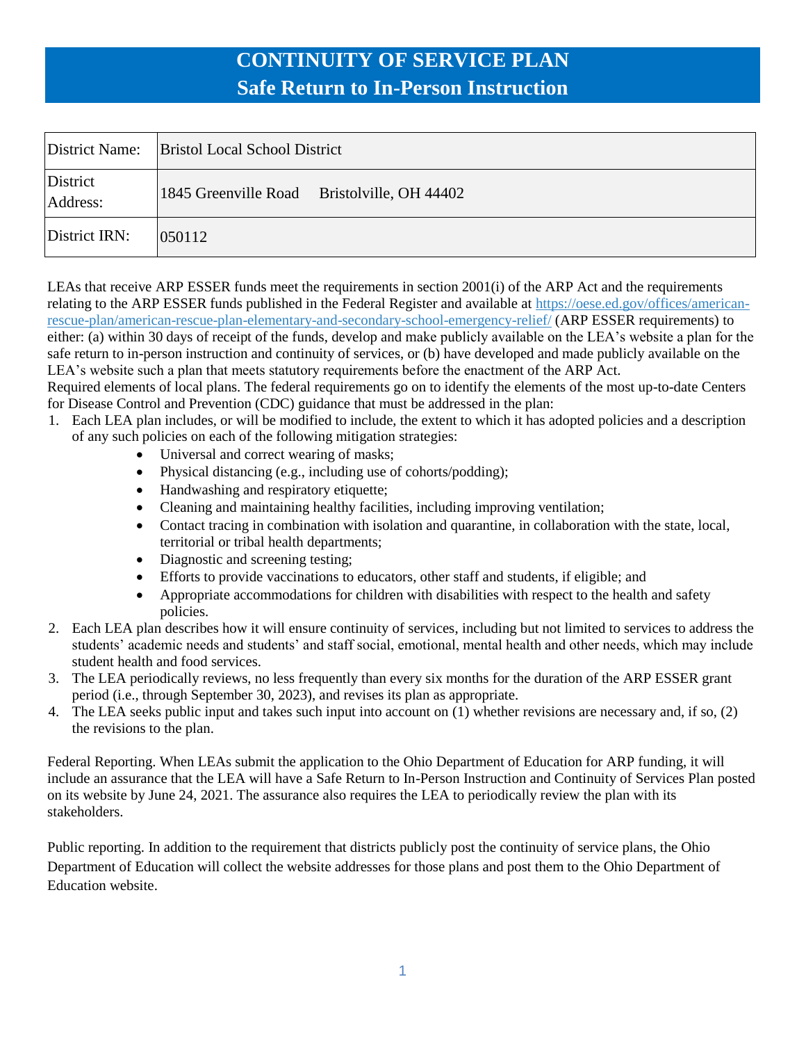# CONTINUITY OF SERVICE PLAN
## Safe Return to In-Person Instruction

| District Name: | Bristol Local School District |
|---|---|
| District Address: | 1845 Greenville Road     Bristolville, OH 44402 |
| District IRN: | 050112 |

LEAs that receive ARP ESSER funds meet the requirements in section 2001(i) of the ARP Act and the requirements relating to the ARP ESSER funds published in the Federal Register and available at https://oese.ed.gov/offices/american-rescue-plan/american-rescue-plan-elementary-and-secondary-school-emergency-relief/ (ARP ESSER requirements) to either: (a) within 30 days of receipt of the funds, develop and make publicly available on the LEA's website a plan for the safe return to in-person instruction and continuity of services, or (b) have developed and made publicly available on the LEA's website such a plan that meets statutory requirements before the enactment of the ARP Act.

Required elements of local plans. The federal requirements go on to identify the elements of the most up-to-date Centers for Disease Control and Prevention (CDC) guidance that must be addressed in the plan:

1. Each LEA plan includes, or will be modified to include, the extent to which it has adopted policies and a description of any such policies on each of the following mitigation strategies:
    - Universal and correct wearing of masks;
    - Physical distancing (e.g., including use of cohorts/podding);
    - Handwashing and respiratory etiquette;
    - Cleaning and maintaining healthy facilities, including improving ventilation;
    - Contact tracing in combination with isolation and quarantine, in collaboration with the state, local, territorial or tribal health departments;
    - Diagnostic and screening testing;
    - Efforts to provide vaccinations to educators, other staff and students, if eligible; and
    - Appropriate accommodations for children with disabilities with respect to the health and safety policies.
2. Each LEA plan describes how it will ensure continuity of services, including but not limited to services to address the students' academic needs and students' and staff social, emotional, mental health and other needs, which may include student health and food services.
3. The LEA periodically reviews, no less frequently than every six months for the duration of the ARP ESSER grant period (i.e., through September 30, 2023), and revises its plan as appropriate.
4. The LEA seeks public input and takes such input into account on (1) whether revisions are necessary and, if so, (2) the revisions to the plan.

Federal Reporting. When LEAs submit the application to the Ohio Department of Education for ARP funding, it will include an assurance that the LEA will have a Safe Return to In-Person Instruction and Continuity of Services Plan posted on its website by June 24, 2021. The assurance also requires the LEA to periodically review the plan with its stakeholders.

Public reporting. In addition to the requirement that districts publicly post the continuity of service plans, the Ohio Department of Education will collect the website addresses for those plans and post them to the Ohio Department of Education website.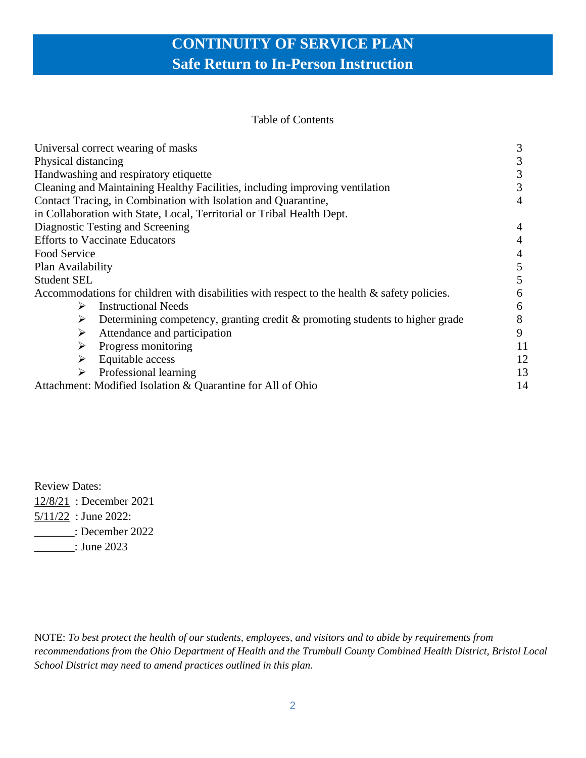# CONTINUITY OF SERVICE PLAN
## Safe Return to In-Person Instruction

Table of Contents

| | |
|---|---|
| Universal correct wearing of masks | 3 |
| Physical distancing | 3 |
| Handwashing and respiratory etiquette | 3 |
| Cleaning and Maintaining Healthy Facilities, including improving ventilation | 3 |
| Contact Tracing, in Combination with Isolation and Quarantine, in Collaboration with State, Local, Territorial or Tribal Health Dept. | 4 |
| Diagnostic Testing and Screening | 4 |
| Efforts to Vaccinate Educators | 4 |
| Food Service | 4 |
| Plan Availability | 5 |
| Student SEL | 5 |
| Accommodations for children with disabilities with respect to the health & safety policies. | 6 |
| ➢ Instructional Needs | 6 |
| ➢ Determining competency, granting credit & promoting students to higher grade | 8 |
| ➢ Attendance and participation | 9 |
| ➢ Progress monitoring | 11 |
| ➢ Equitable access | 12 |
| ➢ Professional learning | 13 |
| Attachment: Modified Isolation & Quarantine for All of Ohio | 14 |

Review Dates:

12/8/21 : December 2021

5/11/22 : June 2022:

_______: December 2022

_______: June 2023

NOTE: *To best protect the health of our students, employees, and visitors and to abide by requirements from recommendations from the Ohio Department of Health and the Trumbull County Combined Health District, Bristol Local School District may need to amend practices outlined in this plan.*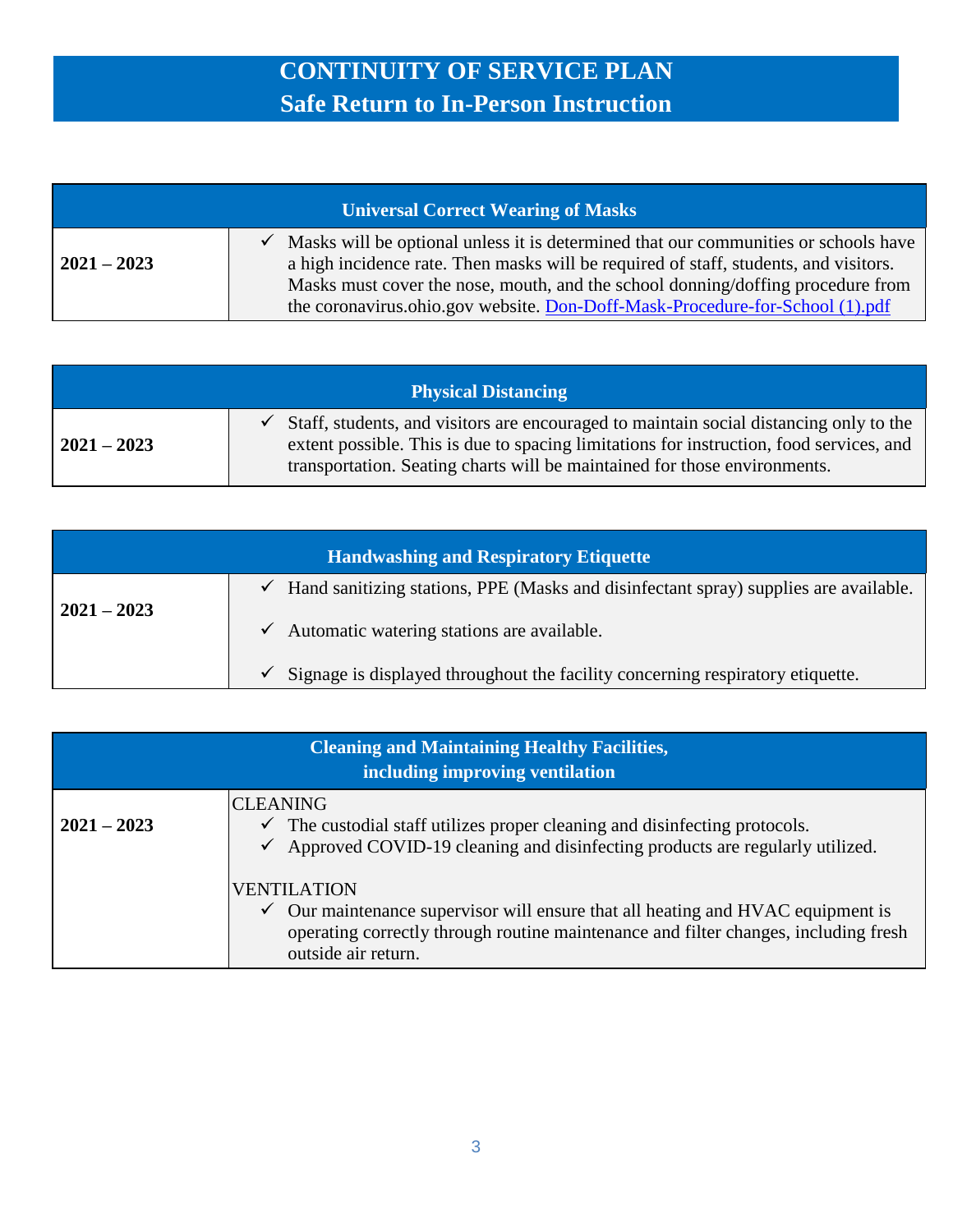# CONTINUITY OF SERVICE PLAN
## Safe Return to In-Person Instruction

| Universal Correct Wearing of Masks | |
|---|---|
| **2021 – 2023** | ✓ Masks will be optional unless it is determined that our communities or schools have a high incidence rate. Then masks will be required of staff, students, and visitors. Masks must cover the nose, mouth, and the school donning/doffing procedure from the coronavirus.ohio.gov website. Don-Doff-Mask-Procedure-for-School (1).pdf |

| Physical Distancing | |
|---|---|
| **2021 – 2023** | ✓ Staff, students, and visitors are encouraged to maintain social distancing only to the extent possible. This is due to spacing limitations for instruction, food services, and transportation. Seating charts will be maintained for those environments. |

| Handwashing and Respiratory Etiquette | |
|---|---|
| **2021 – 2023** | ✓ Hand sanitizing stations, PPE (Masks and disinfectant spray) supplies are available.<br>✓ Automatic watering stations are available.<br>✓ Signage is displayed throughout the facility concerning respiratory etiquette. |

| Cleaning and Maintaining Healthy Facilities, including improving ventilation | |
|---|---|
| **2021 – 2023** | CLEANING<br>✓ The custodial staff utilizes proper cleaning and disinfecting protocols.<br>✓ Approved COVID-19 cleaning and disinfecting products are regularly utilized.<br><br>VENTILATION<br>✓ Our maintenance supervisor will ensure that all heating and HVAC equipment is operating correctly through routine maintenance and filter changes, including fresh outside air return. |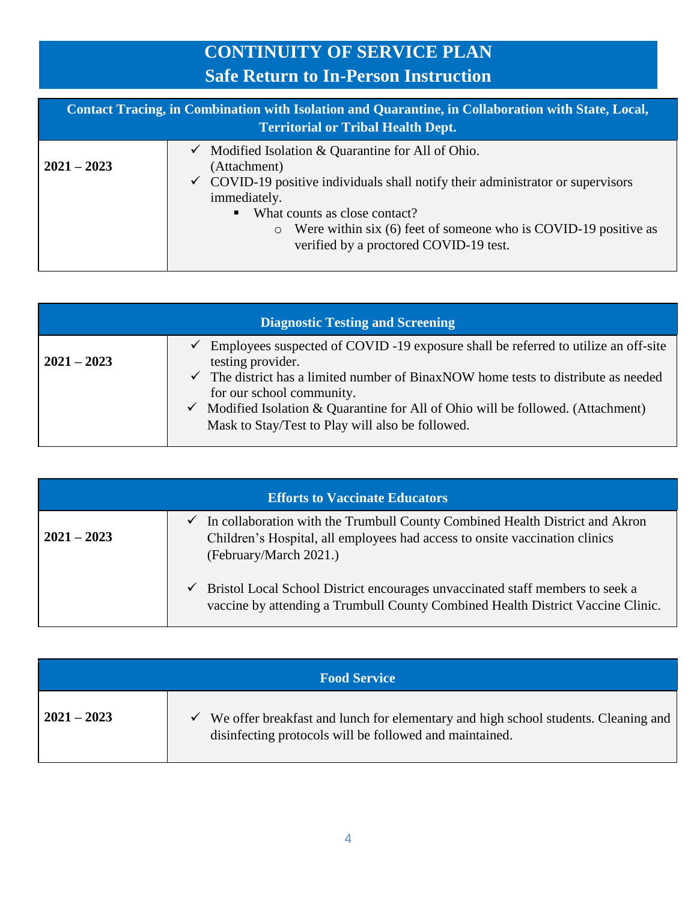# CONTINUITY OF SERVICE PLAN
## Safe Return to In-Person Instruction

| Contact Tracing, in Combination with Isolation and Quarantine, in Collaboration with State, Local, Territorial or Tribal Health Dept. | |
|---|---|
| **2021 – 2023** | ✓ Modified Isolation & Quarantine for All of Ohio. (Attachment)<br>✓ COVID-19 positive individuals shall notify their administrator or supervisors immediately.<br>▪ What counts as close contact?<br>○ Were within six (6) feet of someone who is COVID-19 positive as verified by a proctored COVID-19 test. |

| Diagnostic Testing and Screening | |
|---|---|
| **2021 – 2023** | ✓ Employees suspected of COVID -19 exposure shall be referred to utilize an off-site testing provider.<br>✓ The district has a limited number of BinaxNOW home tests to distribute as needed for our school community.<br>✓ Modified Isolation & Quarantine for All of Ohio will be followed. (Attachment) Mask to Stay/Test to Play will also be followed. |

| Efforts to Vaccinate Educators | |
|---|---|
| **2021 – 2023** | ✓ In collaboration with the Trumbull County Combined Health District and Akron Children's Hospital, all employees had access to onsite vaccination clinics (February/March 2021.)<br>✓ Bristol Local School District encourages unvaccinated staff members to seek a vaccine by attending a Trumbull County Combined Health District Vaccine Clinic. |

| Food Service | |
|---|---|
| **2021 – 2023** | ✓ We offer breakfast and lunch for elementary and high school students. Cleaning and disinfecting protocols will be followed and maintained. |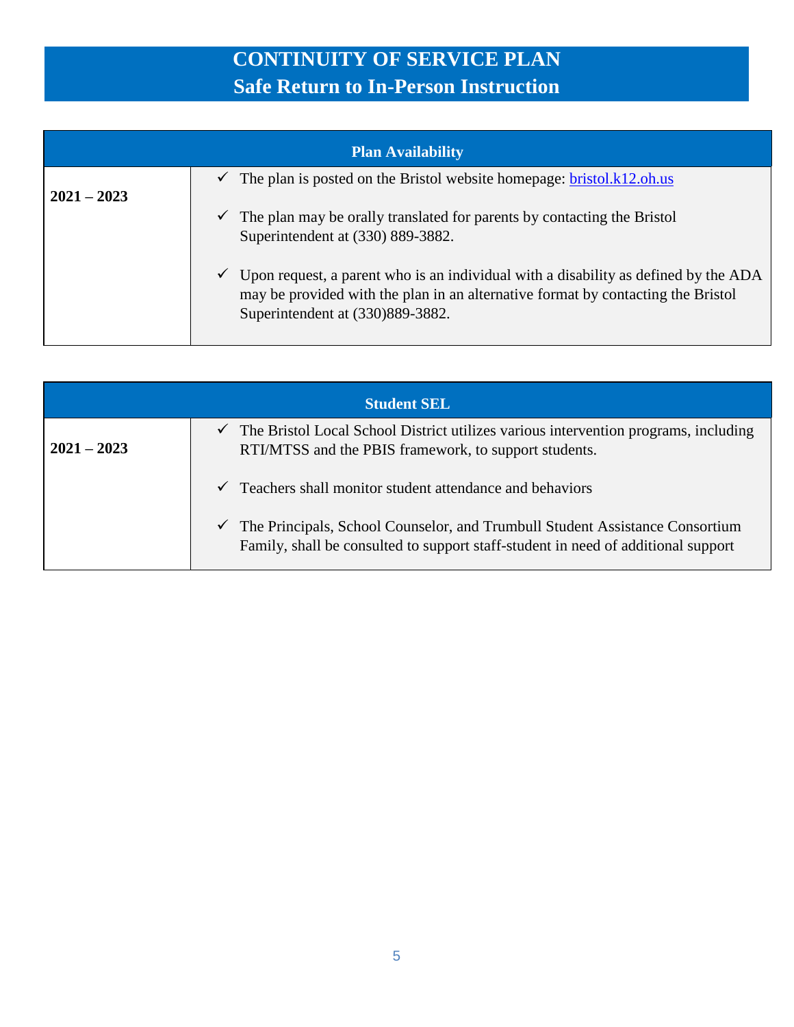# CONTINUITY OF SERVICE PLAN
## Safe Return to In-Person Instruction

| Plan Availability | |
|---|---|
| **2021 – 2023** | ✓ The plan is posted on the Bristol website homepage: [bristol.k12.oh.us](bristol.k12.oh.us)<br><br>✓ The plan may be orally translated for parents by contacting the Bristol Superintendent at (330) 889-3882.<br><br>✓ Upon request, a parent who is an individual with a disability as defined by the ADA may be provided with the plan in an alternative format by contacting the Bristol Superintendent at (330)889-3882. |

| Student SEL | |
|---|---|
| **2021 – 2023** | ✓ The Bristol Local School District utilizes various intervention programs, including RTI/MTSS and the PBIS framework, to support students.<br><br>✓ Teachers shall monitor student attendance and behaviors<br><br>✓ The Principals, School Counselor, and Trumbull Student Assistance Consortium Family, shall be consulted to support staff-student in need of additional support |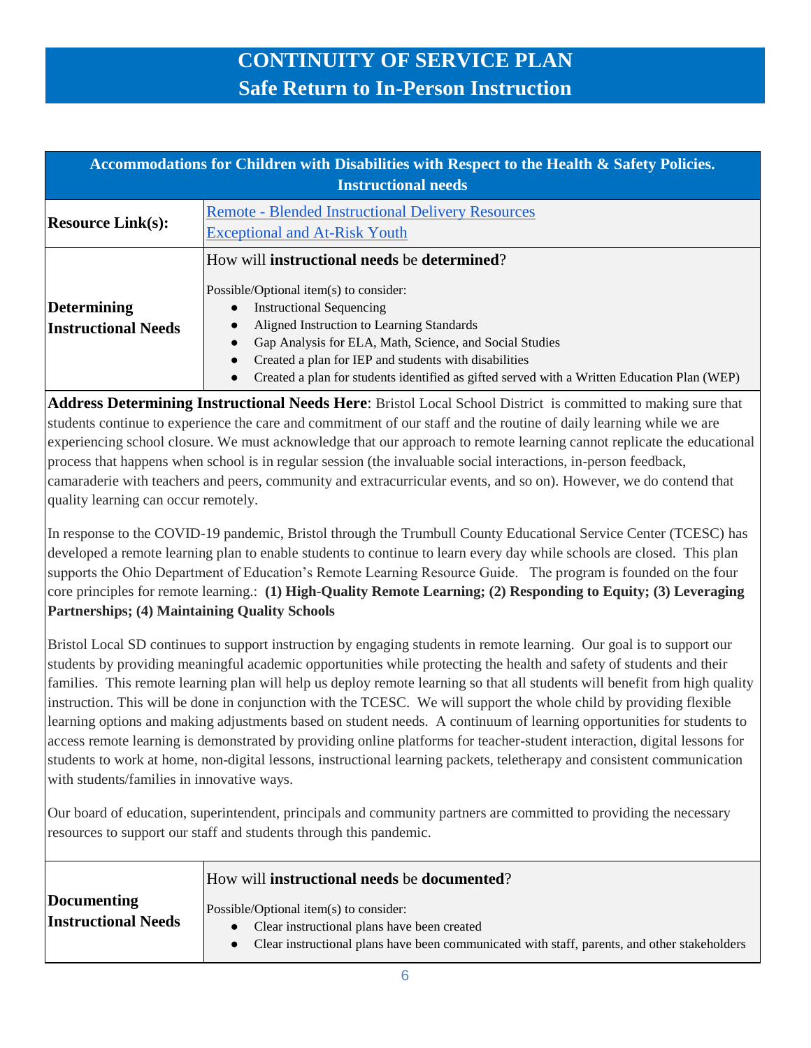# CONTINUITY OF SERVICE PLAN
## Safe Return to In-Person Instruction

| **Accommodations for Children with Disabilities with Respect to the Health & Safety Policies. Instructional needs** | |
|---|---|
| **Resource Link(s):** | [Remote - Blended Instructional Delivery Resources]<br>[Exceptional and At-Risk Youth] |
| **Determining Instructional Needs** | How will **instructional needs** be **determined**?<br><br>Possible/Optional item(s) to consider:<br>● Instructional Sequencing<br>● Aligned Instruction to Learning Standards<br>● Gap Analysis for ELA, Math, Science, and Social Studies<br>● Created a plan for IEP and students with disabilities<br>● Created a plan for students identified as gifted served with a Written Education Plan (WEP) |

**Address Determining Instructional Needs Here**: Bristol Local School District is committed to making sure that students continue to experience the care and commitment of our staff and the routine of daily learning while we are experiencing school closure. We must acknowledge that our approach to remote learning cannot replicate the educational process that happens when school is in regular session (the invaluable social interactions, in-person feedback, camaraderie with teachers and peers, community and extracurricular events, and so on). However, we do contend that quality learning can occur remotely.

In response to the COVID-19 pandemic, Bristol through the Trumbull County Educational Service Center (TCESC) has developed a remote learning plan to enable students to continue to learn every day while schools are closed. This plan supports the Ohio Department of Education's Remote Learning Resource Guide. The program is founded on the four core principles for remote learning.: **(1) High-Quality Remote Learning; (2) Responding to Equity; (3) Leveraging Partnerships; (4) Maintaining Quality Schools**

Bristol Local SD continues to support instruction by engaging students in remote learning. Our goal is to support our students by providing meaningful academic opportunities while protecting the health and safety of students and their families. This remote learning plan will help us deploy remote learning so that all students will benefit from high quality instruction. This will be done in conjunction with the TCESC. We will support the whole child by providing flexible learning options and making adjustments based on student needs. A continuum of learning opportunities for students to access remote learning is demonstrated by providing online platforms for teacher-student interaction, digital lessons for students to work at home, non-digital lessons, instructional learning packets, teletherapy and consistent communication with students/families in innovative ways.

Our board of education, superintendent, principals and community partners are committed to providing the necessary resources to support our staff and students through this pandemic.

| **Documenting Instructional Needs** | How will **instructional needs** be **documented**?<br><br>Possible/Optional item(s) to consider:<br>● Clear instructional plans have been created<br>● Clear instructional plans have been communicated with staff, parents, and other stakeholders |
|---|---|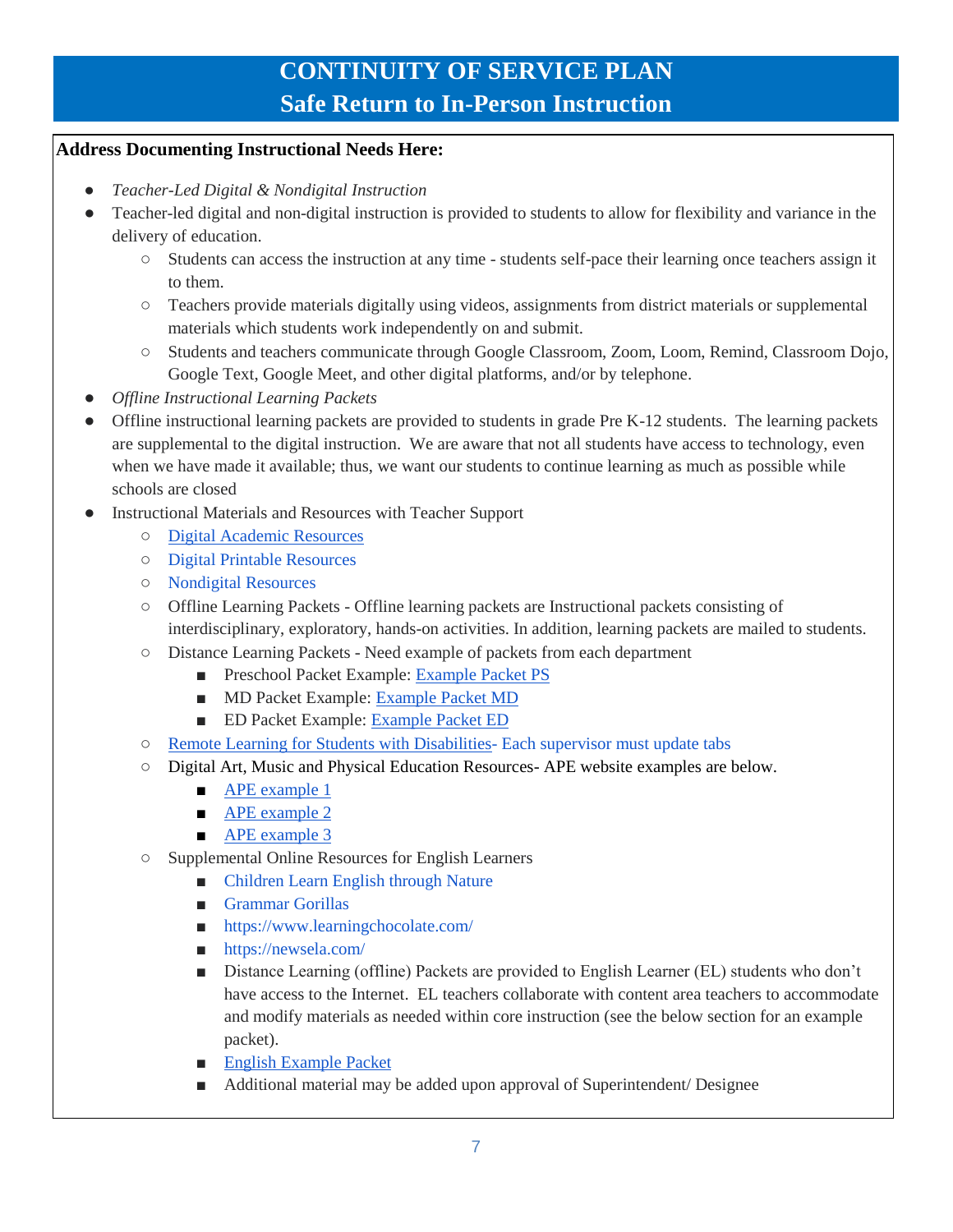# CONTINUITY OF SERVICE PLAN
## Safe Return to In-Person Instruction

**Address Documenting Instructional Needs Here:**

- *Teacher-Led Digital & Nondigital Instruction*
- Teacher-led digital and non-digital instruction is provided to students to allow for flexibility and variance in the delivery of education.
    - Students can access the instruction at any time - students self-pace their learning once teachers assign it to them.
    - Teachers provide materials digitally using videos, assignments from district materials or supplemental materials which students work independently on and submit.
    - Students and teachers communicate through Google Classroom, Zoom, Loom, Remind, Classroom Dojo, Google Text, Google Meet, and other digital platforms, and/or by telephone.
- *Offline Instructional Learning Packets*
- Offline instructional learning packets are provided to students in grade Pre K-12 students. The learning packets are supplemental to the digital instruction. We are aware that not all students have access to technology, even when we have made it available; thus, we want our students to continue learning as much as possible while schools are closed
- Instructional Materials and Resources with Teacher Support
    - Digital Academic Resources
    - Digital Printable Resources
    - Nondigital Resources
    - Offline Learning Packets - Offline learning packets are Instructional packets consisting of interdisciplinary, exploratory, hands-on activities. In addition, learning packets are mailed to students.
    - Distance Learning Packets - Need example of packets from each department
        - Preschool Packet Example: Example Packet PS
        - MD Packet Example: Example Packet MD
        - ED Packet Example: Example Packet ED
    - Remote Learning for Students with Disabilities- Each supervisor must update tabs
    - Digital Art, Music and Physical Education Resources- APE website examples are below.
        - APE example 1
        - APE example 2
        - APE example 3
    - Supplemental Online Resources for English Learners
        - Children Learn English through Nature
        - Grammar Gorillas
        - https://www.learningchocolate.com/
        - https://newsela.com/
        - Distance Learning (offline) Packets are provided to English Learner (EL) students who don't have access to the Internet. EL teachers collaborate with content area teachers to accommodate and modify materials as needed within core instruction (see the below section for an example packet).
        - English Example Packet
        - Additional material may be added upon approval of Superintendent/ Designee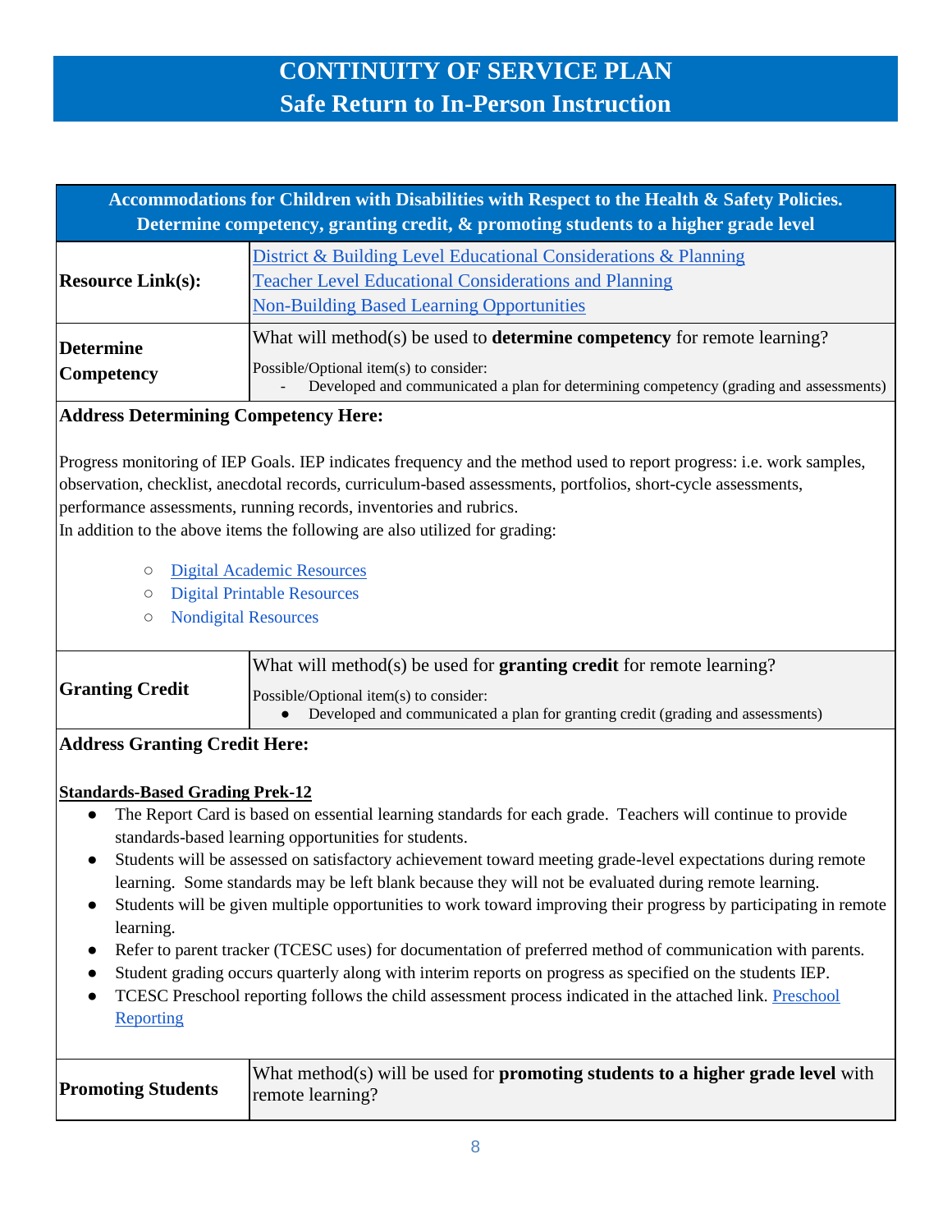# CONTINUITY OF SERVICE PLAN
## Safe Return to In-Person Instruction

| Accommodations for Children with Disabilities with Respect to the Health & Safety Policies. Determine competency, granting credit, & promoting students to a higher grade level | |
|---|---|
| **Resource Link(s):** | District & Building Level Educational Considerations & Planning<br>Teacher Level Educational Considerations and Planning<br>Non-Building Based Learning Opportunities |
| **Determine Competency** | What will method(s) be used to **determine competency** for remote learning?<br>Possible/Optional item(s) to consider:<br>- Developed and communicated a plan for determining competency (grading and assessments) |

**Address Determining Competency Here:**

Progress monitoring of IEP Goals. IEP indicates frequency and the method used to report progress: i.e. work samples, observation, checklist, anecdotal records, curriculum-based assessments, portfolios, short-cycle assessments, performance assessments, running records, inventories and rubrics.
In addition to the above items the following are also utilized for grading:

- Digital Academic Resources
- Digital Printable Resources
- Nondigital Resources

| **Granting Credit** | What will method(s) be used for **granting credit** for remote learning?<br>Possible/Optional item(s) to consider:<br>● Developed and communicated a plan for granting credit (grading and assessments) |
|---|---|

**Address Granting Credit Here:**

**Standards-Based Grading Prek-12**

- The Report Card is based on essential learning standards for each grade. Teachers will continue to provide standards-based learning opportunities for students.
- Students will be assessed on satisfactory achievement toward meeting grade-level expectations during remote learning. Some standards may be left blank because they will not be evaluated during remote learning.
- Students will be given multiple opportunities to work toward improving their progress by participating in remote learning.
- Refer to parent tracker (TCESC uses) for documentation of preferred method of communication with parents.
- Student grading occurs quarterly along with interim reports on progress as specified on the students IEP.
- TCESC Preschool reporting follows the child assessment process indicated in the attached link. Preschool Reporting

| **Promoting Students** | What method(s) will be used for **promoting students to a higher grade level** with remote learning? |
|---|---|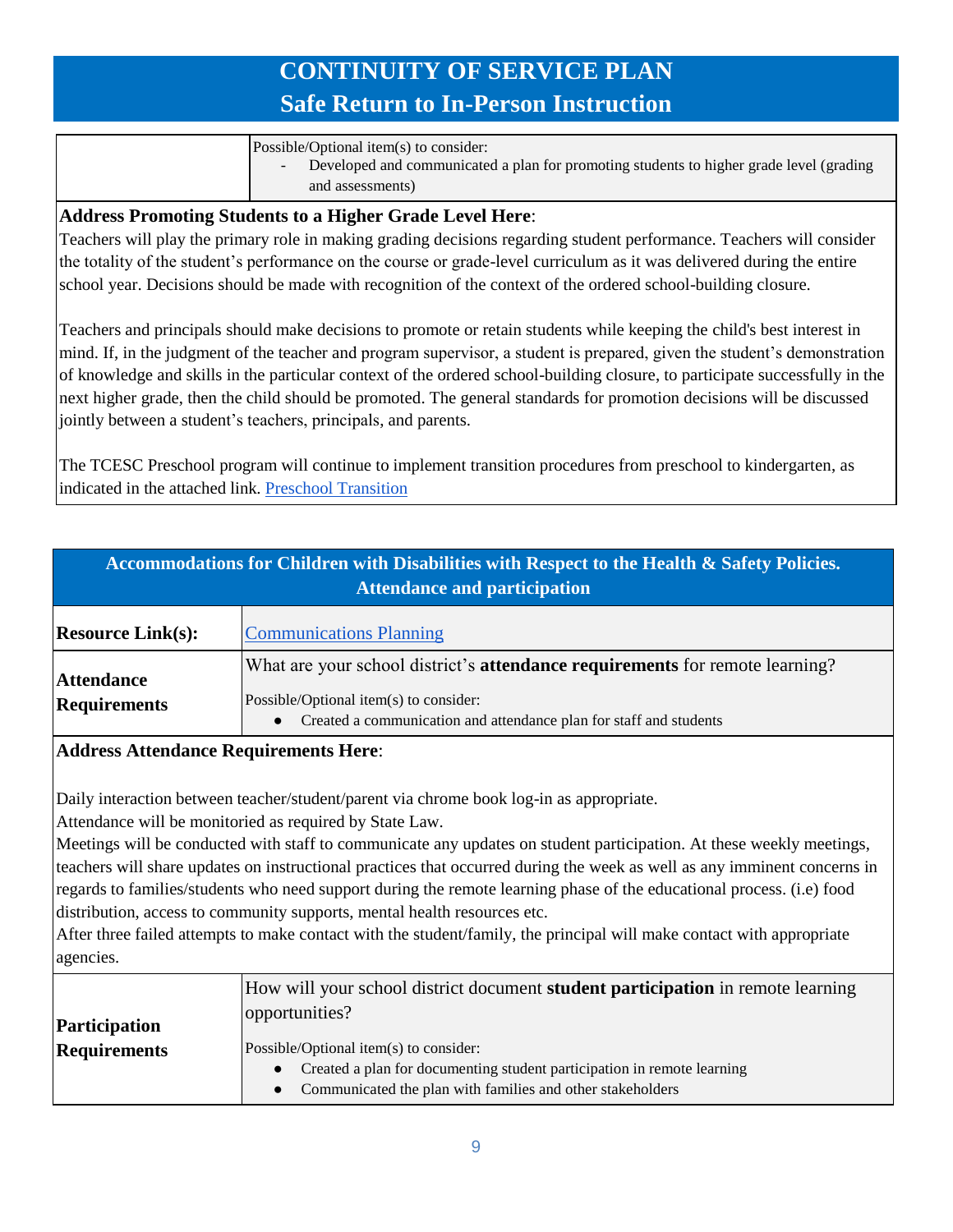# CONTINUITY OF SERVICE PLAN
## Safe Return to In-Person Instruction

| | Possible/Optional item(s) to consider:<br>- Developed and communicated a plan for promoting students to higher grade level (grading and assessments) |
|---|---|

**Address Promoting Students to a Higher Grade Level Here**:

Teachers will play the primary role in making grading decisions regarding student performance. Teachers will consider the totality of the student's performance on the course or grade-level curriculum as it was delivered during the entire school year. Decisions should be made with recognition of the context of the ordered school-building closure.

Teachers and principals should make decisions to promote or retain students while keeping the child's best interest in mind. If, in the judgment of the teacher and program supervisor, a student is prepared, given the student's demonstration of knowledge and skills in the particular context of the ordered school-building closure, to participate successfully in the next higher grade, then the child should be promoted. The general standards for promotion decisions will be discussed jointly between a student's teachers, principals, and parents.

The TCESC Preschool program will continue to implement transition procedures from preschool to kindergarten, as indicated in the attached link. Preschool Transition

## Accommodations for Children with Disabilities with Respect to the Health & Safety Policies. Attendance and participation

| **Resource Link(s):** | Communications Planning |
|---|---|
| **Attendance Requirements** | What are your school district's **attendance requirements** for remote learning?<br>Possible/Optional item(s) to consider:<br>● Created a communication and attendance plan for staff and students |

**Address Attendance Requirements Here**:

Daily interaction between teacher/student/parent via chrome book log-in as appropriate.
Attendance will be monitoried as required by State Law.
Meetings will be conducted with staff to communicate any updates on student participation. At these weekly meetings, teachers will share updates on instructional practices that occurred during the week as well as any imminent concerns in regards to families/students who need support during the remote learning phase of the educational process. (i.e) food distribution, access to community supports, mental health resources etc.
After three failed attempts to make contact with the student/family, the principal will make contact with appropriate agencies.

| **Participation Requirements** | How will your school district document **student participation** in remote learning opportunities?<br>Possible/Optional item(s) to consider:<br>● Created a plan for documenting student participation in remote learning<br>● Communicated the plan with families and other stakeholders |
|---|---|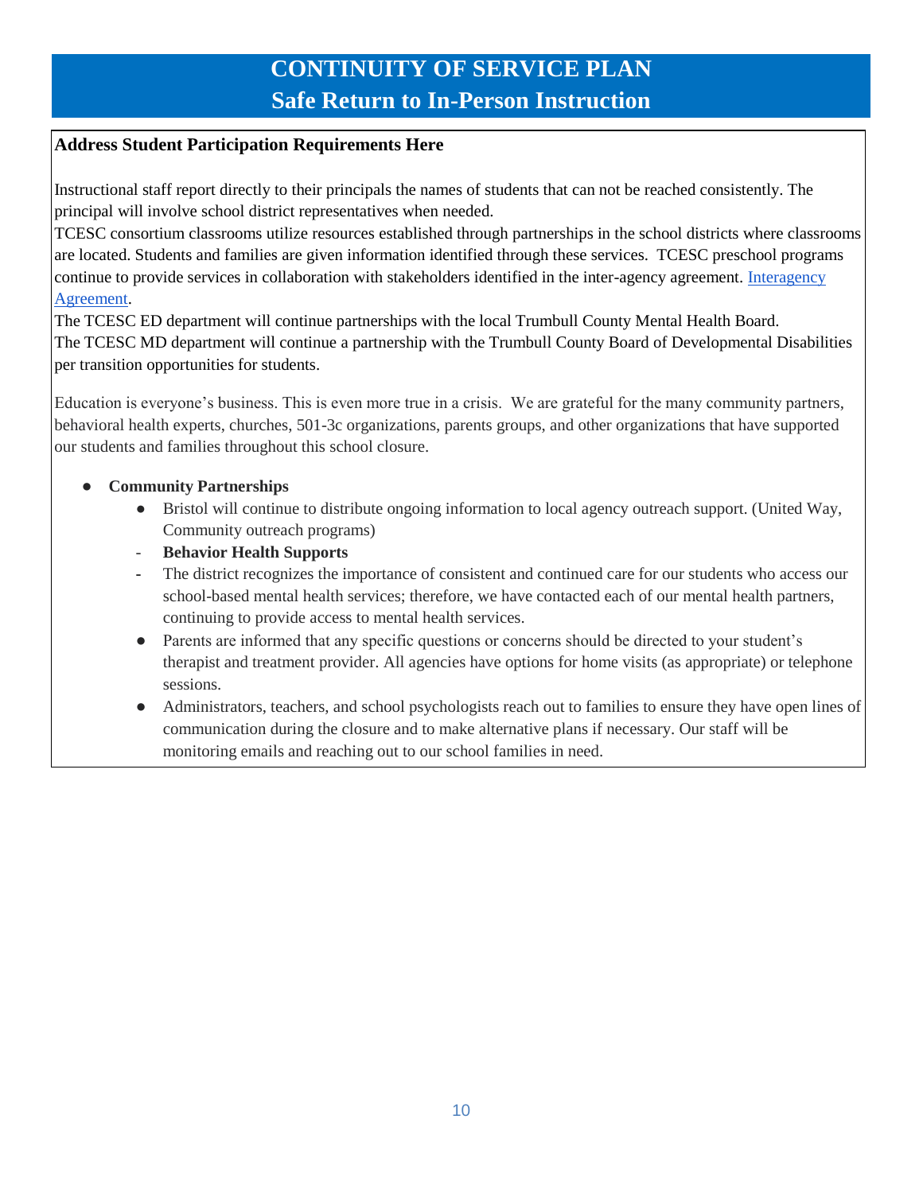# CONTINUITY OF SERVICE PLAN
## Safe Return to In-Person Instruction

**Address Student Participation Requirements Here**

Instructional staff report directly to their principals the names of students that can not be reached consistently. The principal will involve school district representatives when needed.

TCESC consortium classrooms utilize resources established through partnerships in the school districts where classrooms are located. Students and families are given information identified through these services. TCESC preschool programs continue to provide services in collaboration with stakeholders identified in the inter-agency agreement. [Interagency Agreement].

The TCESC ED department will continue partnerships with the local Trumbull County Mental Health Board.

The TCESC MD department will continue a partnership with the Trumbull County Board of Developmental Disabilities per transition opportunities for students.

Education is everyone's business. This is even more true in a crisis. We are grateful for the many community partners, behavioral health experts, churches, 501-3c organizations, parents groups, and other organizations that have supported our students and families throughout this school closure.

- **Community Partnerships**
  - Bristol will continue to distribute ongoing information to local agency outreach support. (United Way, Community outreach programs)
  - **Behavior Health Supports**
  - The district recognizes the importance of consistent and continued care for our students who access our school-based mental health services; therefore, we have contacted each of our mental health partners, continuing to provide access to mental health services.
  - Parents are informed that any specific questions or concerns should be directed to your student's therapist and treatment provider. All agencies have options for home visits (as appropriate) or telephone sessions.
  - Administrators, teachers, and school psychologists reach out to families to ensure they have open lines of communication during the closure and to make alternative plans if necessary. Our staff will be monitoring emails and reaching out to our school families in need.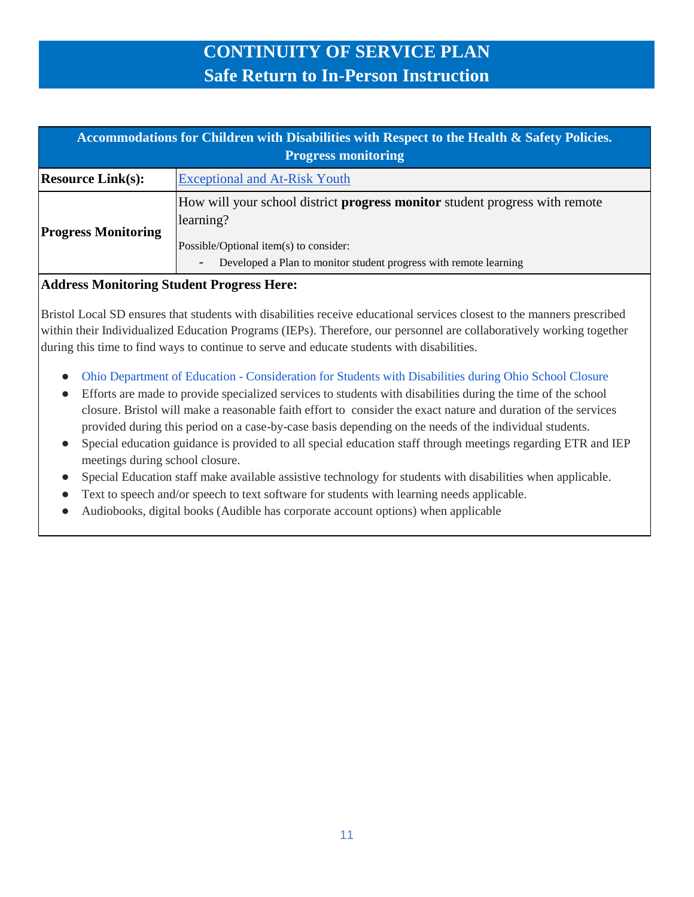# CONTINUITY OF SERVICE PLAN
## Safe Return to In-Person Instruction

| Accommodations for Children with Disabilities with Respect to the Health & Safety Policies. Progress monitoring | |
|---|---|
| **Resource Link(s):** | Exceptional and At-Risk Youth |
| **Progress Monitoring** | How will your school district **progress monitor** student progress with remote learning?<br><br>Possible/Optional item(s) to consider:<br>- Developed a Plan to monitor student progress with remote learning |

**Address Monitoring Student Progress Here:**

Bristol Local SD ensures that students with disabilities receive educational services closest to the manners prescribed within their Individualized Education Programs (IEPs). Therefore, our personnel are collaboratively working together during this time to find ways to continue to serve and educate students with disabilities.

- Ohio Department of Education - Consideration for Students with Disabilities during Ohio School Closure
- Efforts are made to provide specialized services to students with disabilities during the time of the school closure. Bristol will make a reasonable faith effort to consider the exact nature and duration of the services provided during this period on a case-by-case basis depending on the needs of the individual students.
- Special education guidance is provided to all special education staff through meetings regarding ETR and IEP meetings during school closure.
- Special Education staff make available assistive technology for students with disabilities when applicable.
- Text to speech and/or speech to text software for students with learning needs applicable.
- Audiobooks, digital books (Audible has corporate account options) when applicable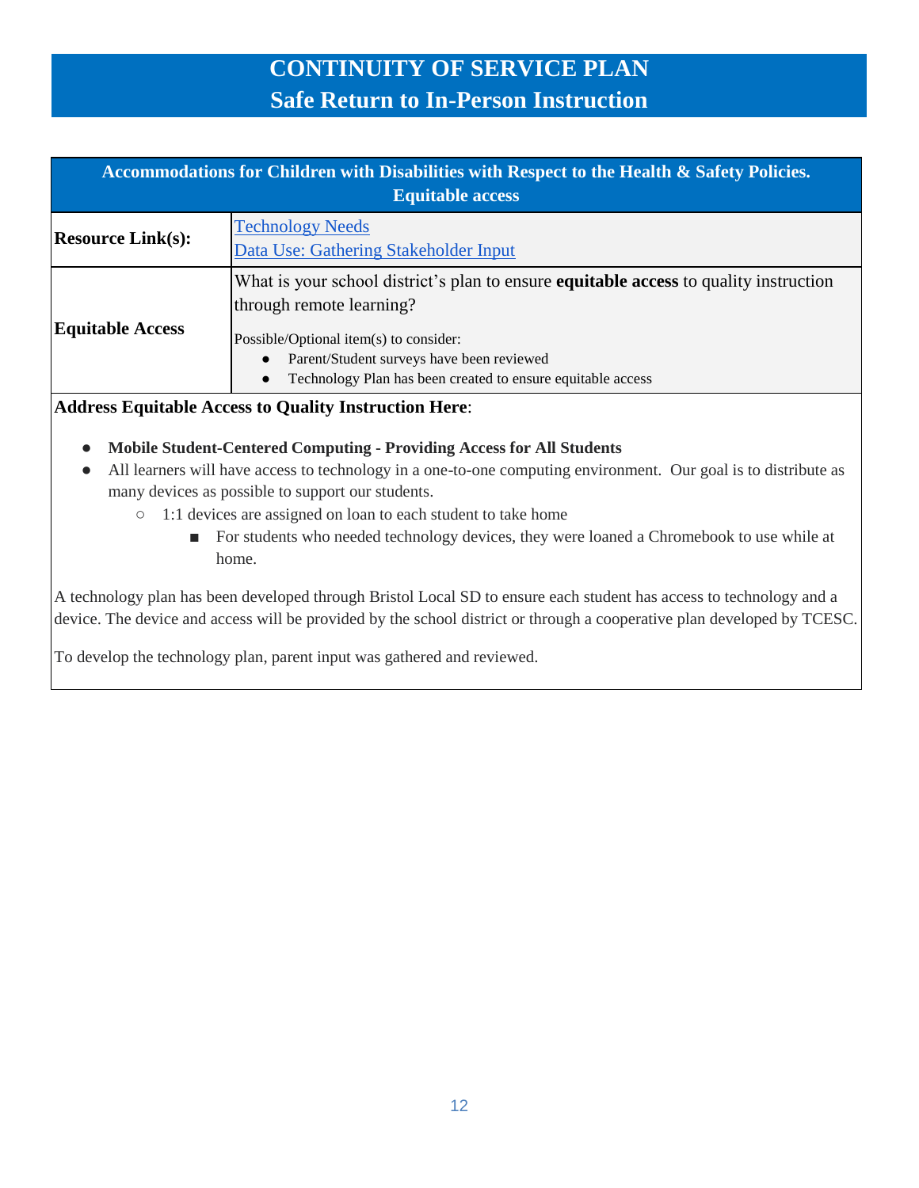# CONTINUITY OF SERVICE PLAN
## Safe Return to In-Person Instruction

| Accommodations for Children with Disabilities with Respect to the Health & Safety Policies. Equitable access | |
|---|---|
| **Resource Link(s):** | Technology Needs<br>Data Use: Gathering Stakeholder Input |
| **Equitable Access** | What is your school district's plan to ensure **equitable access** to quality instruction through remote learning?<br><br>Possible/Optional item(s) to consider:<br>● Parent/Student surveys have been reviewed<br>● Technology Plan has been created to ensure equitable access |

**Address Equitable Access to Quality Instruction Here**:

- **Mobile Student-Centered Computing - Providing Access for All Students**
- All learners will have access to technology in a one-to-one computing environment. Our goal is to distribute as many devices as possible to support our students.
  - 1:1 devices are assigned on loan to each student to take home
    - For students who needed technology devices, they were loaned a Chromebook to use while at home.

A technology plan has been developed through Bristol Local SD to ensure each student has access to technology and a device. The device and access will be provided by the school district or through a cooperative plan developed by TCESC.

To develop the technology plan, parent input was gathered and reviewed.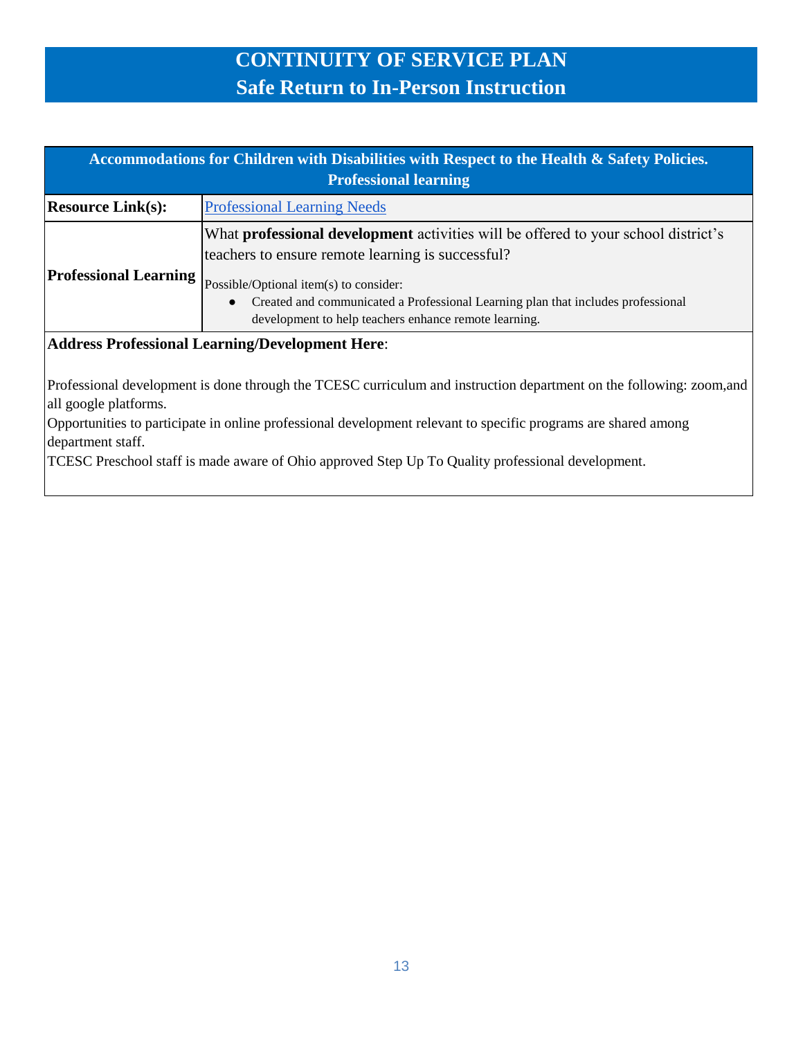# CONTINUITY OF SERVICE PLAN
## Safe Return to In-Person Instruction

| Accommodations for Children with Disabilities with Respect to the Health & Safety Policies. Professional learning | |
|---|---|
| **Resource Link(s):** | Professional Learning Needs |
| **Professional Learning** | What **professional development** activities will be offered to your school district's teachers to ensure remote learning is successful?<br><br>Possible/Optional item(s) to consider:<br>● Created and communicated a Professional Learning plan that includes professional development to help teachers enhance remote learning. |

**Address Professional Learning/Development Here**:

Professional development is done through the TCESC curriculum and instruction department on the following: zoom,and all google platforms.

Opportunities to participate in online professional development relevant to specific programs are shared among department staff.

TCESC Preschool staff is made aware of Ohio approved Step Up To Quality professional development.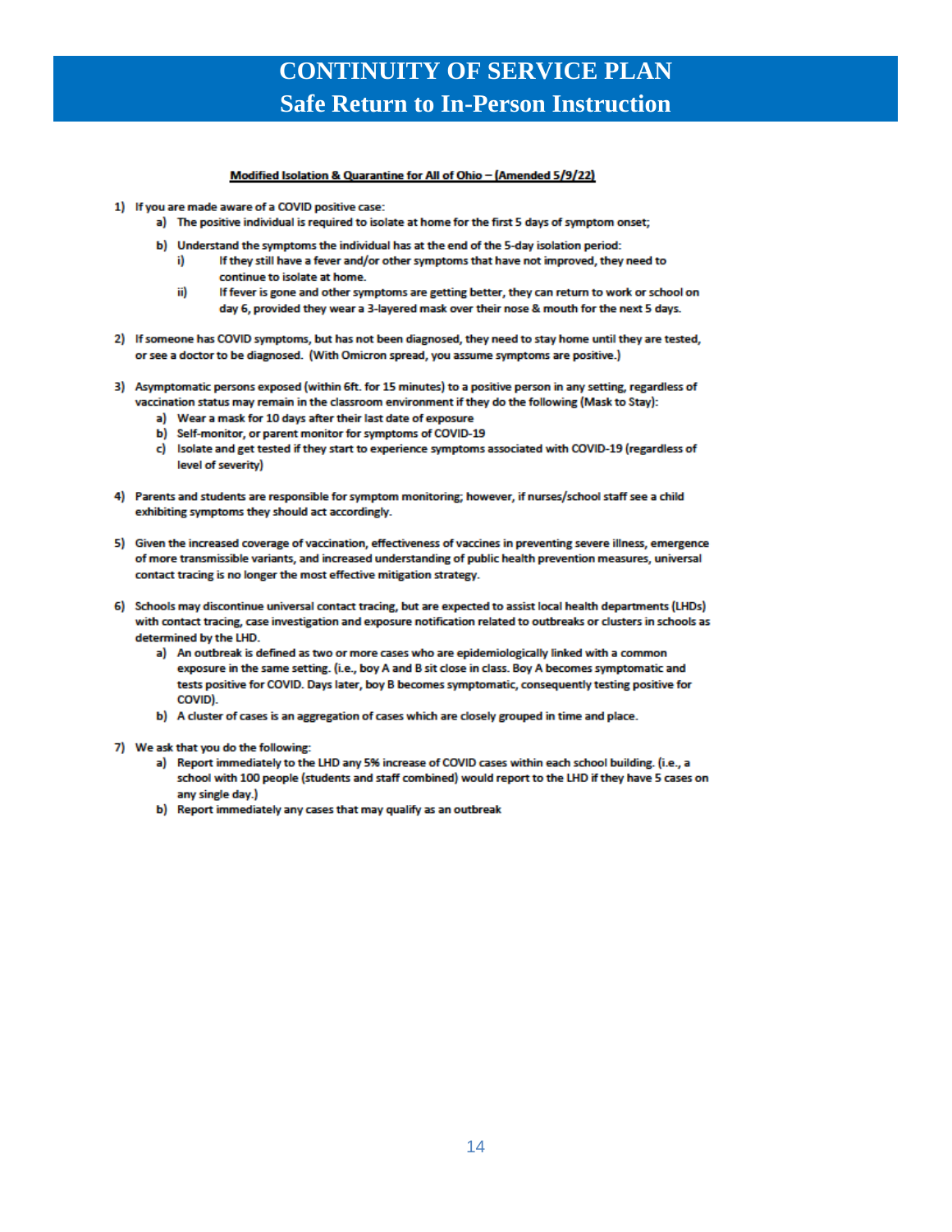# CONTINUITY OF SERVICE PLAN
## Safe Return to In-Person Instruction

**Modified Isolation & Quarantine for All of Ohio – (Amended 5/9/22)**

1) If you are made aware of a COVID positive case:
   a) The positive individual is required to isolate at home for the first 5 days of symptom onset;
   b) Understand the symptoms the individual has at the end of the 5-day isolation period:
      i) If they still have a fever and/or other symptoms that have not improved, they need to continue to isolate at home.
      ii) If fever is gone and other symptoms are getting better, they can return to work or school on day 6, provided they wear a 3-layered mask over their nose & mouth for the next 5 days.

2) If someone has COVID symptoms, but has not been diagnosed, they need to stay home until they are tested, or see a doctor to be diagnosed. (With Omicron spread, you assume symptoms are positive.)

3) Asymptomatic persons exposed (within 6ft. for 15 minutes) to a positive person in any setting, regardless of vaccination status may remain in the classroom environment if they do the following (Mask to Stay):
   a) Wear a mask for 10 days after their last date of exposure
   b) Self-monitor, or parent monitor for symptoms of COVID-19
   c) Isolate and get tested if they start to experience symptoms associated with COVID-19 (regardless of level of severity)

4) Parents and students are responsible for symptom monitoring; however, if nurses/school staff see a child exhibiting symptoms they should act accordingly.

5) Given the increased coverage of vaccination, effectiveness of vaccines in preventing severe illness, emergence of more transmissible variants, and increased understanding of public health prevention measures, universal contact tracing is no longer the most effective mitigation strategy.

6) Schools may discontinue universal contact tracing, but are expected to assist local health departments (LHDs) with contact tracing, case investigation and exposure notification related to outbreaks or clusters in schools as determined by the LHD.
   a) An outbreak is defined as two or more cases who are epidemiologically linked with a common exposure in the same setting. (i.e., boy A and B sit close in class. Boy A becomes symptomatic and tests positive for COVID. Days later, boy B becomes symptomatic, consequently testing positive for COVID).
   b) A cluster of cases is an aggregation of cases which are closely grouped in time and place.

7) We ask that you do the following:
   a) Report immediately to the LHD any 5% increase of COVID cases within each school building. (i.e., a school with 100 people (students and staff combined) would report to the LHD if they have 5 cases on any single day.)
   b) Report immediately any cases that may qualify as an outbreak